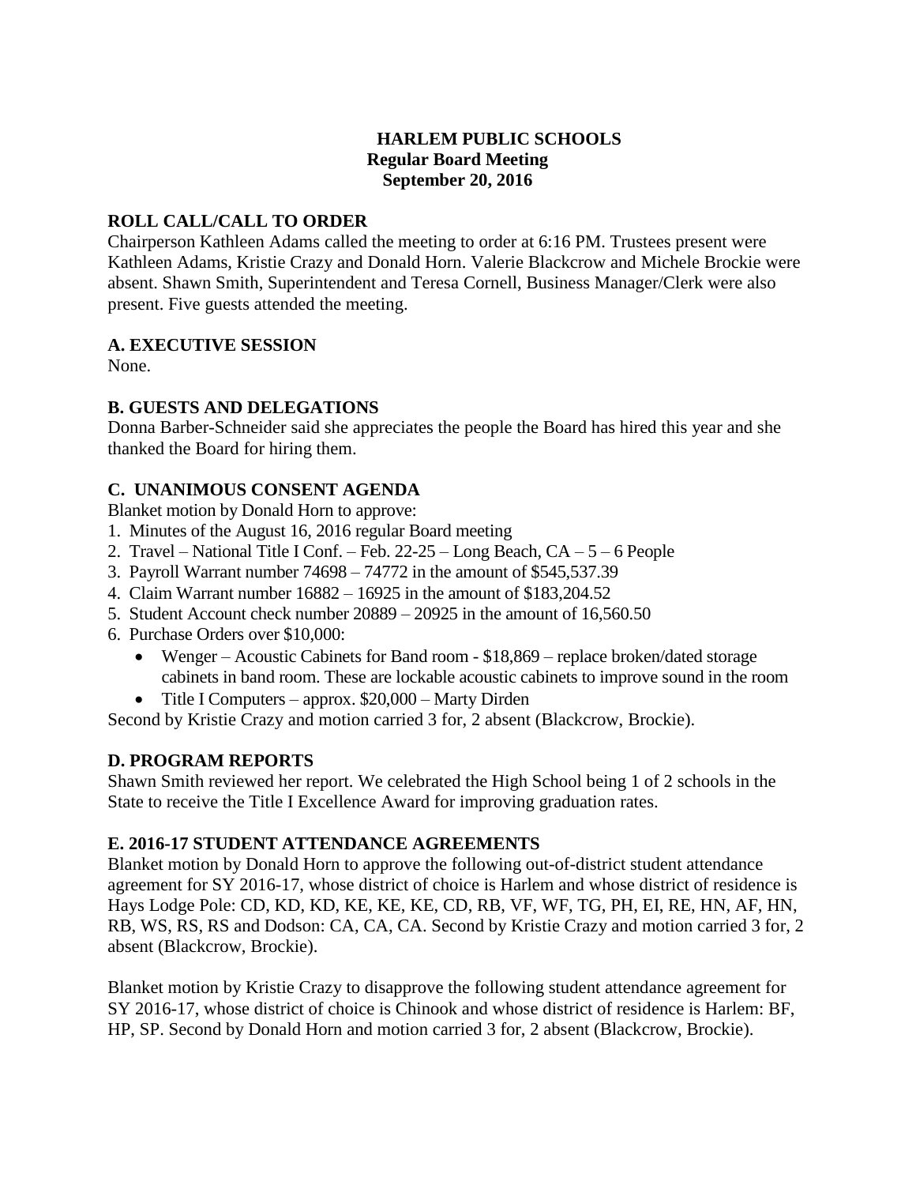# HARLEM PUBLIC SCHOOLS
## Regular Board Meeting
## September 20, 2016

### ROLL CALL/CALL TO ORDER

Chairperson Kathleen Adams called the meeting to order at 6:16 PM. Trustees present were Kathleen Adams, Kristie Crazy and Donald Horn. Valerie Blackcrow and Michele Brockie were absent. Shawn Smith, Superintendent and Teresa Cornell, Business Manager/Clerk were also present. Five guests attended the meeting.

### A. EXECUTIVE SESSION

None.

### B. GUESTS AND DELEGATIONS

Donna Barber-Schneider said she appreciates the people the Board has hired this year and she thanked the Board for hiring them.

### C. UNANIMOUS CONSENT AGENDA

Blanket motion by Donald Horn to approve:

1. Minutes of the August 16, 2016 regular Board meeting
2. Travel – National Title I Conf. – Feb. 22-25 – Long Beach, CA – 5 – 6 People
3. Payroll Warrant number 74698 – 74772 in the amount of $545,537.39
4. Claim Warrant number 16882 – 16925 in the amount of $183,204.52
5. Student Account check number 20889 – 20925 in the amount of 16,560.50
6. Purchase Orders over $10,000:
   - Wenger – Acoustic Cabinets for Band room - $18,869 – replace broken/dated storage cabinets in band room. These are lockable acoustic cabinets to improve sound in the room
   - Title I Computers – approx. $20,000 – Marty Dirden

Second by Kristie Crazy and motion carried 3 for, 2 absent (Blackcrow, Brockie).

### D. PROGRAM REPORTS

Shawn Smith reviewed her report. We celebrated the High School being 1 of 2 schools in the State to receive the Title I Excellence Award for improving graduation rates.

### E. 2016-17 STUDENT ATTENDANCE AGREEMENTS

Blanket motion by Donald Horn to approve the following out-of-district student attendance agreement for SY 2016-17, whose district of choice is Harlem and whose district of residence is Hays Lodge Pole: CD, KD, KD, KE, KE, KE, CD, RB, VF, WF, TG, PH, EI, RE, HN, AF, HN, RB, WS, RS, RS and Dodson: CA, CA, CA. Second by Kristie Crazy and motion carried 3 for, 2 absent (Blackcrow, Brockie).

Blanket motion by Kristie Crazy to disapprove the following student attendance agreement for SY 2016-17, whose district of choice is Chinook and whose district of residence is Harlem: BF, HP, SP. Second by Donald Horn and motion carried 3 for, 2 absent (Blackcrow, Brockie).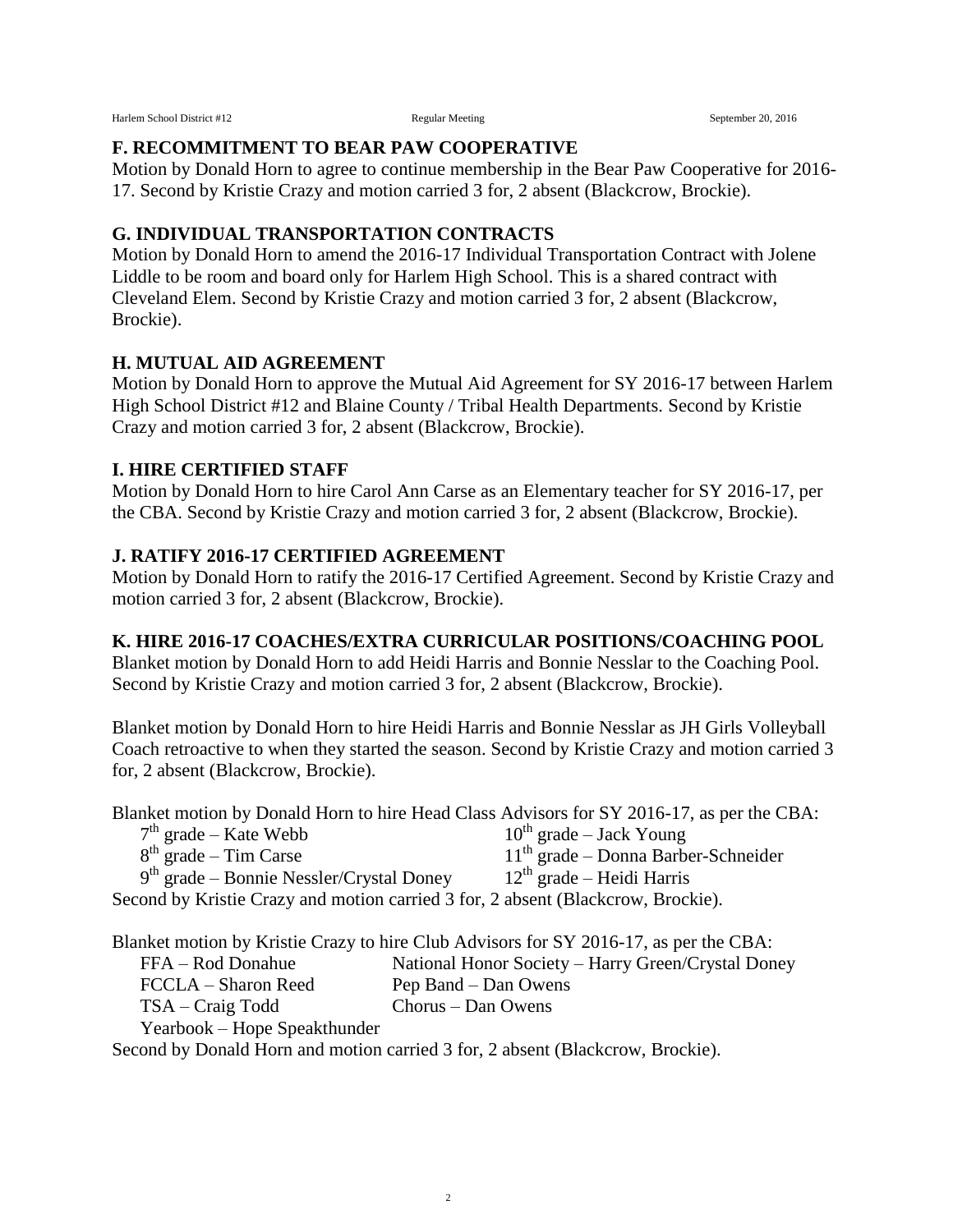## F. RECOMMITMENT TO BEAR PAW COOPERATIVE

Motion by Donald Horn to agree to continue membership in the Bear Paw Cooperative for 2016-17. Second by Kristie Crazy and motion carried 3 for, 2 absent (Blackcrow, Brockie).

## G. INDIVIDUAL TRANSPORTATION CONTRACTS

Motion by Donald Horn to amend the 2016-17 Individual Transportation Contract with Jolene Liddle to be room and board only for Harlem High School. This is a shared contract with Cleveland Elem. Second by Kristie Crazy and motion carried 3 for, 2 absent (Blackcrow, Brockie).

## H. MUTUAL AID AGREEMENT

Motion by Donald Horn to approve the Mutual Aid Agreement for SY 2016-17 between Harlem High School District #12 and Blaine County / Tribal Health Departments. Second by Kristie Crazy and motion carried 3 for, 2 absent (Blackcrow, Brockie).

## I. HIRE CERTIFIED STAFF

Motion by Donald Horn to hire Carol Ann Carse as an Elementary teacher for SY 2016-17, per the CBA. Second by Kristie Crazy and motion carried 3 for, 2 absent (Blackcrow, Brockie).

## J. RATIFY 2016-17 CERTIFIED AGREEMENT

Motion by Donald Horn to ratify the 2016-17 Certified Agreement. Second by Kristie Crazy and motion carried 3 for, 2 absent (Blackcrow, Brockie).

## K. HIRE 2016-17 COACHES/EXTRA CURRICULAR POSITIONS/COACHING POOL

Blanket motion by Donald Horn to add Heidi Harris and Bonnie Nesslar to the Coaching Pool. Second by Kristie Crazy and motion carried 3 for, 2 absent (Blackcrow, Brockie).

Blanket motion by Donald Horn to hire Heidi Harris and Bonnie Nesslar as JH Girls Volleyball Coach retroactive to when they started the season. Second by Kristie Crazy and motion carried 3 for, 2 absent (Blackcrow, Brockie).

Blanket motion by Donald Horn to hire Head Class Advisors for SY 2016-17, as per the CBA:

- 7th grade – Kate Webb
- 8th grade – Tim Carse
- 9th grade – Bonnie Nessler/Crystal Doney
- 10th grade – Jack Young
- 11th grade – Donna Barber-Schneider
- 12th grade – Heidi Harris

Second by Kristie Crazy and motion carried 3 for, 2 absent (Blackcrow, Brockie).

Blanket motion by Kristie Crazy to hire Club Advisors for SY 2016-17, as per the CBA:

- FFA – Rod Donahue
- FCCLA – Sharon Reed
- TSA – Craig Todd
- Yearbook – Hope Speakthunder
- National Honor Society – Harry Green/Crystal Doney
- Pep Band – Dan Owens
- Chorus – Dan Owens

Second by Donald Horn and motion carried 3 for, 2 absent (Blackcrow, Brockie).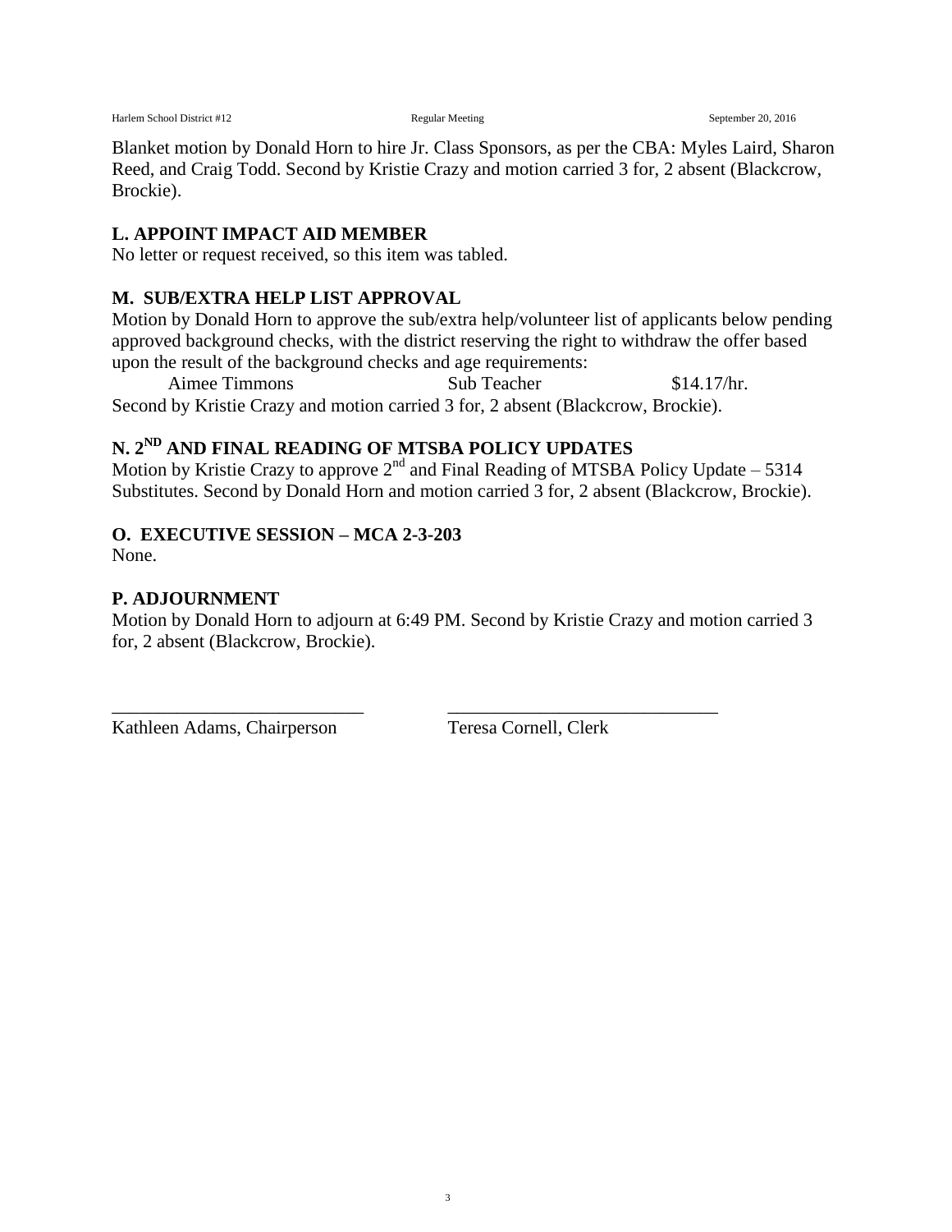Blanket motion by Donald Horn to hire Jr. Class Sponsors, as per the CBA: Myles Laird, Sharon Reed, and Craig Todd. Second by Kristie Crazy and motion carried 3 for, 2 absent (Blackcrow, Brockie).

**L. APPOINT IMPACT AID MEMBER**

No letter or request received, so this item was tabled.

**M. SUB/EXTRA HELP LIST APPROVAL**

Motion by Donald Horn to approve the sub/extra help/volunteer list of applicants below pending approved background checks, with the district reserving the right to withdraw the offer based upon the result of the background checks and age requirements:

| | | |
|---|---|---|
| Aimee Timmons | Sub Teacher | $14.17/hr. |

Second by Kristie Crazy and motion carried 3 for, 2 absent (Blackcrow, Brockie).

**N. 2ND AND FINAL READING OF MTSBA POLICY UPDATES**

Motion by Kristie Crazy to approve 2nd and Final Reading of MTSBA Policy Update – 5314 Substitutes. Second by Donald Horn and motion carried 3 for, 2 absent (Blackcrow, Brockie).

**O. EXECUTIVE SESSION – MCA 2-3-203**

None.

**P. ADJOURNMENT**

Motion by Donald Horn to adjourn at 6:49 PM. Second by Kristie Crazy and motion carried 3 for, 2 absent (Blackcrow, Brockie).

___________________________ ___________________________

Kathleen Adams, Chairperson Teresa Cornell, Clerk